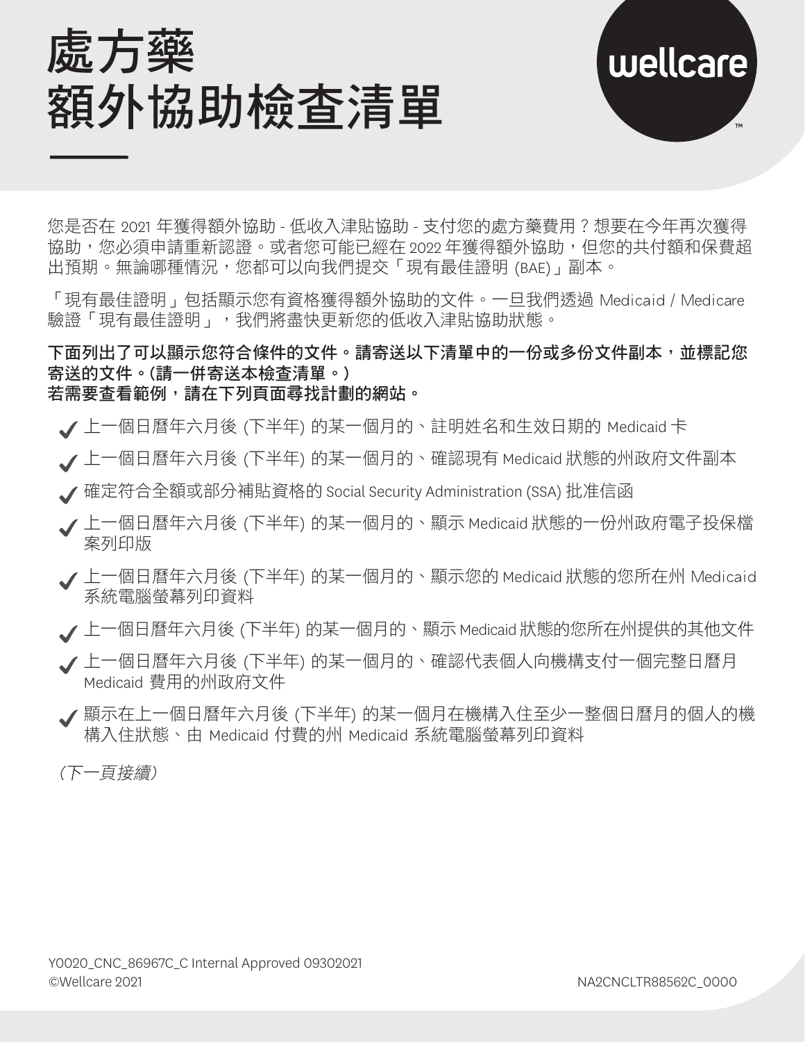# 處方藥 額外協助檢查清單

wellcare

您是否在 2021 年獲得額外協助 - 低收入津貼協助 - 支付您的處方藥費用？想要在今年再次獲得協助，您必須申請重新認證。或者您可能已經在 2022 年獲得額外協助，但您的共付額和保費超出預期。無論哪種情況，您都可以向我們提交「現有最佳證明 (BAE)」副本。

「現有最佳證明」包括顯示您有資格獲得額外協助的文件。一旦我們透過 Medicaid / Medicare 驗證「現有最佳證明」，我們將盡快更新您的低收入津貼協助狀態。

**下面列出了可以顯示您符合條件的文件。請寄送以下清單中的一份或多份文件副本，並標記您寄送的文件。(請一併寄送本檢查清單。)**
**若需要查看範例，請在下列頁面尋找計劃的網站。**

- ✔ 上一個日曆年六月後 (下半年) 的某一個月的、註明姓名和生效日期的 Medicaid 卡
- ✔ 上一個日曆年六月後 (下半年) 的某一個月的、確認現有 Medicaid 狀態的州政府文件副本
- ✔ 確定符合全額或部分補貼資格的 Social Security Administration (SSA) 批准信函
- ✔ 上一個日曆年六月後 (下半年) 的某一個月的、顯示 Medicaid 狀態的一份州政府電子投保檔案列印版
- ✔ 上一個日曆年六月後 (下半年) 的某一個月的、顯示您的 Medicaid 狀態的您所在州 Medicaid 系統電腦螢幕列印資料
- ✔ 上一個日曆年六月後 (下半年) 的某一個月的、顯示 Medicaid 狀態的您所在州提供的其他文件
- ✔ 上一個日曆年六月後 (下半年) 的某一個月的、確認代表個人向機構支付一個完整日曆月 Medicaid 費用的州政府文件
- ✔ 顯示在上一個日曆年六月後 (下半年) 的某一個月在機構入住至少一整個日曆月的個人的機構入住狀態、由 Medicaid 付費的州 Medicaid 系統電腦螢幕列印資料

*(下一頁接續)*

Y0020_CNC_86967C_C Internal Approved 09302021
©Wellcare 2021

NA2CNCLTR88562C_0000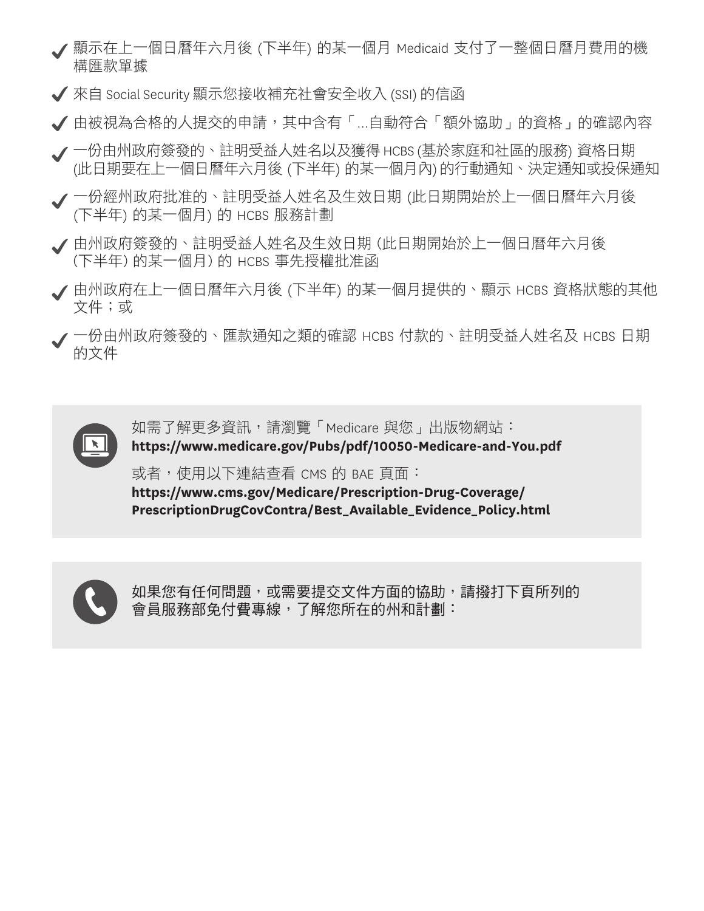- ✔ 顯示在上一個日曆年六月後 (下半年) 的某一個月 Medicaid 支付了一整個日曆月費用的機構匯款單據
- ✔ 來自 Social Security 顯示您接收補充社會安全收入 (SSI) 的信函
- ✔ 由被視為合格的人提交的申請，其中含有「...自動符合「額外協助」的資格」的確認內容
- ✔ 一份由州政府簽發的、註明受益人姓名以及獲得 HCBS (基於家庭和社區的服務) 資格日期 (此日期要在上一個日曆年六月後 (下半年) 的某一個月內) 的行動通知、決定通知或投保通知
- ✔ 一份經州政府批准的、註明受益人姓名及生效日期 (此日期開始於上一個日曆年六月後 (下半年) 的某一個月) 的 HCBS 服務計劃
- ✔ 由州政府簽發的、註明受益人姓名及生效日期 (此日期開始於上一個日曆年六月後 (下半年) 的某一個月) 的 HCBS 事先授權批准函
- ✔ 由州政府在上一個日曆年六月後 (下半年) 的某一個月提供的、顯示 HCBS 資格狀態的其他文件；或
- ✔ 一份由州政府簽發的、匯款通知之類的確認 HCBS 付款的、註明受益人姓名及 HCBS 日期的文件

如需了解更多資訊，請瀏覽「Medicare 與您」出版物網站：
**https://www.medicare.gov/Pubs/pdf/10050-Medicare-and-You.pdf**

或者，使用以下連結查看 CMS 的 BAE 頁面：
**https://www.cms.gov/Medicare/Prescription-Drug-Coverage/PrescriptionDrugCovContra/Best_Available_Evidence_Policy.html**

如果您有任何問題，或需要提交文件方面的協助，請撥打下頁所列的會員服務部免付費專線，了解您所在的州和計劃：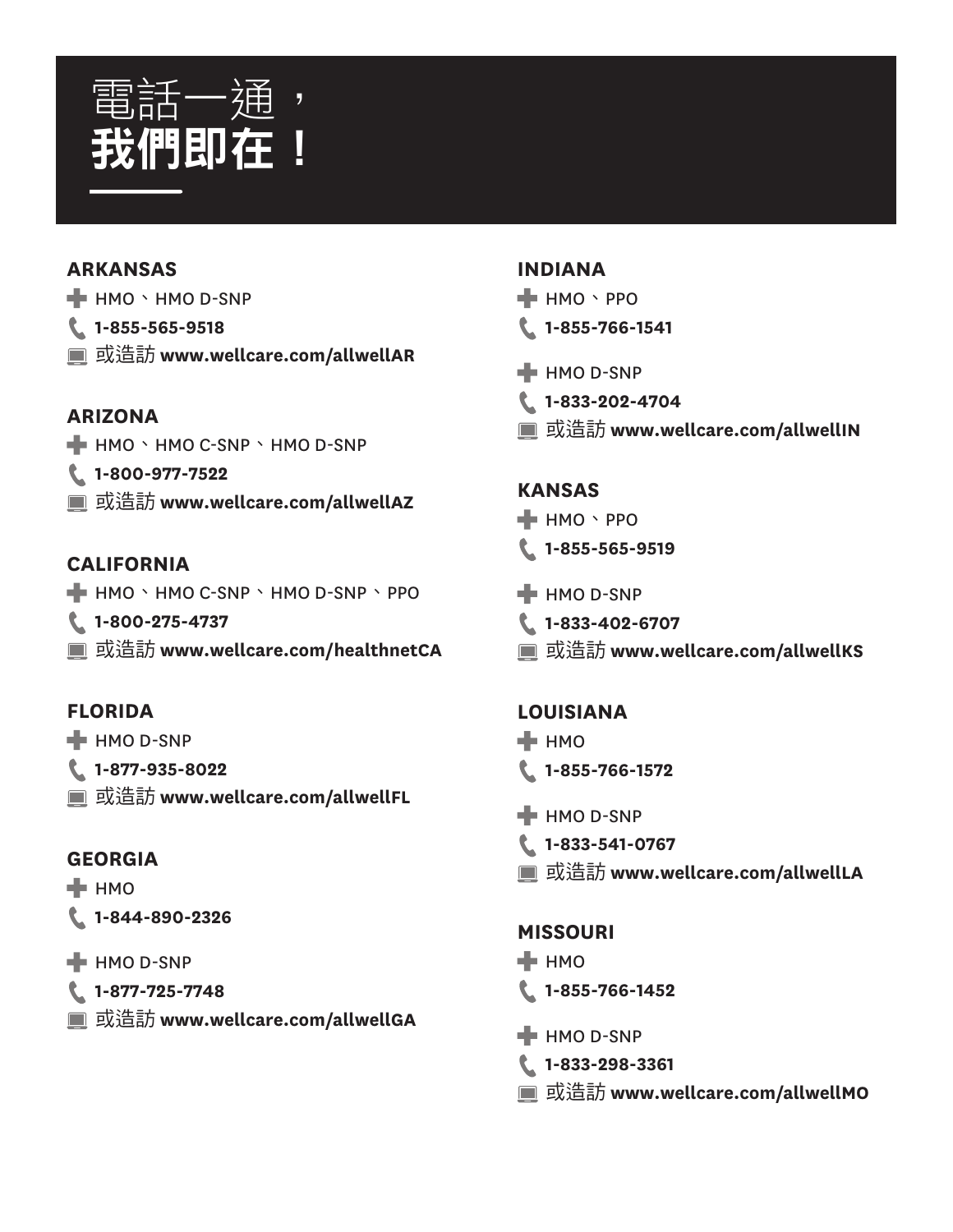# 電話一通，
# **我們即在！**

## ARKANSAS

HMO、HMO D-SNP

**1-855-565-9518**

或造訪 **www.wellcare.com/allwellAR**

## ARIZONA

HMO、HMO C-SNP、HMO D-SNP

**1-800-977-7522**

或造訪 **www.wellcare.com/allwellAZ**

## CALIFORNIA

HMO、HMO C-SNP、HMO D-SNP、PPO

**1-800-275-4737**

或造訪 **www.wellcare.com/healthnetCA**

## FLORIDA

HMO D-SNP

**1-877-935-8022**

或造訪 **www.wellcare.com/allwellFL**

## GEORGIA

HMO

**1-844-890-2326**

HMO D-SNP

**1-877-725-7748**

或造訪 **www.wellcare.com/allwellGA**

## INDIANA

HMO、PPO

**1-855-766-1541**

HMO D-SNP

**1-833-202-4704**

或造訪 **www.wellcare.com/allwellIN**

## KANSAS

HMO、PPO

**1-855-565-9519**

HMO D-SNP

**1-833-402-6707**

或造訪 **www.wellcare.com/allwellKS**

## LOUISIANA

HMO

**1-855-766-1572**

HMO D-SNP

**1-833-541-0767**

或造訪 **www.wellcare.com/allwellLA**

## MISSOURI

HMO

**1-855-766-1452**

HMO D-SNP

**1-833-298-3361**

或造訪 **www.wellcare.com/allwellMO**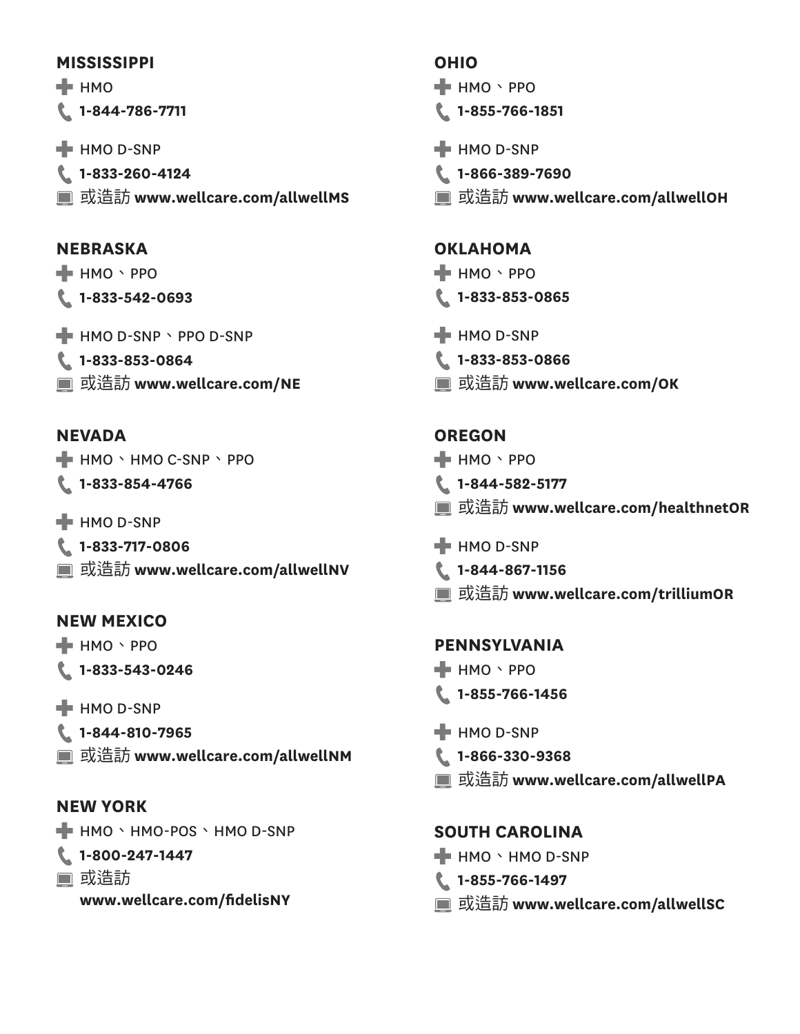**MISSISSIPPI**

HMO

**1-844-786-7711**

HMO D-SNP

**1-833-260-4124**

或造訪 **www.wellcare.com/allwellMS**

**NEBRASKA**

HMO、PPO

**1-833-542-0693**

HMO D-SNP、PPO D-SNP

**1-833-853-0864**

或造訪 **www.wellcare.com/NE**

**NEVADA**

HMO、HMO C-SNP、PPO

**1-833-854-4766**

HMO D-SNP

**1-833-717-0806**

或造訪 **www.wellcare.com/allwellNV**

**NEW MEXICO**

HMO、PPO

**1-833-543-0246**

HMO D-SNP

**1-844-810-7965**

或造訪 **www.wellcare.com/allwellNM**

**NEW YORK**

HMO、HMO-POS、HMO D-SNP

**1-800-247-1447**

或造訪 **www.wellcare.com/fidelisNY**

**OHIO**

HMO、PPO

**1-855-766-1851**

HMO D-SNP

**1-866-389-7690**

或造訪 **www.wellcare.com/allwellOH**

**OKLAHOMA**

HMO、PPO

**1-833-853-0865**

HMO D-SNP

**1-833-853-0866**

或造訪 **www.wellcare.com/OK**

**OREGON**

HMO、PPO

**1-844-582-5177**

或造訪 **www.wellcare.com/healthnetOR**

HMO D-SNP

**1-844-867-1156**

或造訪 **www.wellcare.com/trilliumOR**

**PENNSYLVANIA**

HMO、PPO

**1-855-766-1456**

HMO D-SNP

**1-866-330-9368**

或造訪 **www.wellcare.com/allwellPA**

**SOUTH CAROLINA**

HMO、HMO D-SNP

**1-855-766-1497**

或造訪 **www.wellcare.com/allwellSC**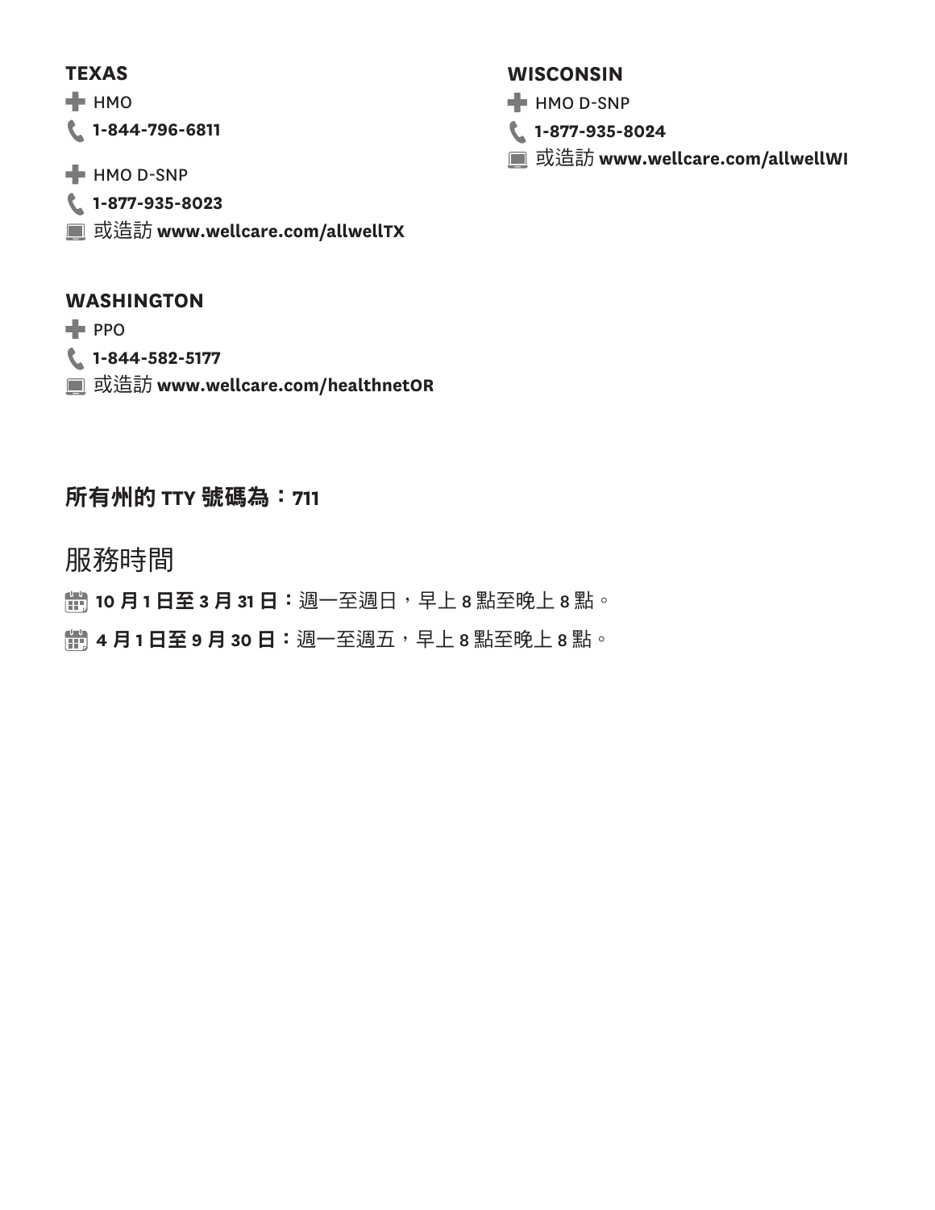**TEXAS**

HMO

**1-844-796-6811**

HMO D-SNP

**1-877-935-8023**

或造訪 **www.wellcare.com/allwellTX**

**WASHINGTON**

PPO

**1-844-582-5177**

或造訪 **www.wellcare.com/healthnetOR**

**WISCONSIN**

HMO D-SNP

**1-877-935-8024**

或造訪 **www.wellcare.com/allwellWI**

**所有州的 TTY 號碼為：711**

## 服務時間

**10 月 1 日至 3 月 31 日：**週一至週日，早上 8 點至晚上 8 點。

**4 月 1 日至 9 月 30 日：**週一至週五，早上 8 點至晚上 8 點。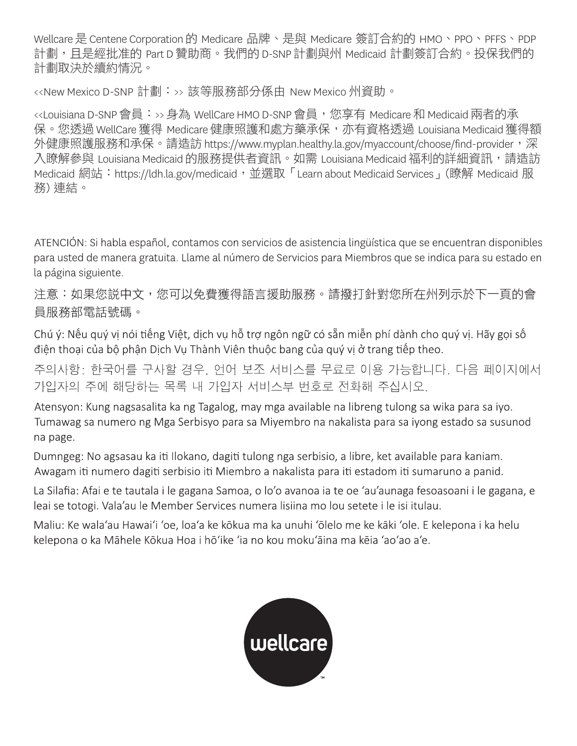Wellcare 是 Centene Corporation 的 Medicare 品牌、是與 Medicare 簽訂合約的 HMO、PPO、PFFS、PDP 計劃，且是經批准的 Part D 贊助商。我們的 D-SNP 計劃與州 Medicaid 計劃簽訂合約。投保我們的計劃取決於續約情況。

<<New Mexico D-SNP 計劃：>> 該等服務部分係由 New Mexico 州資助。

<<Louisiana D-SNP 會員：>> 身為 WellCare HMO D-SNP 會員，您享有 Medicare 和 Medicaid 兩者的承保。您透過 WellCare 獲得 Medicare 健康照護和處方藥承保，亦有資格透過 Louisiana Medicaid 獲得額外健康照護服務和承保。請造訪 https://www.myplan.healthy.la.gov/myaccount/choose/find-provider，深入瞭解參與 Louisiana Medicaid 的服務提供者資訊。如需 Louisiana Medicaid 福利的詳細資訊，請造訪 Medicaid 網站：https://ldh.la.gov/medicaid，並選取「Learn about Medicaid Services」(瞭解 Medicaid 服務) 連結。

ATENCIÓN: Si habla español, contamos con servicios de asistencia lingüística que se encuentran disponibles para usted de manera gratuita. Llame al número de Servicios para Miembros que se indica para su estado en la página siguiente.

注意：如果您説中文，您可以免費獲得語言援助服務。請撥打針對您所在州列示於下一頁的會員服務部電話號碼。

Chú ý: Nếu quý vị nói tiếng Việt, dịch vụ hỗ trợ ngôn ngữ có sẵn miễn phí dành cho quý vị. Hãy gọi số điện thoại của bộ phận Dịch Vụ Thành Viên thuộc bang của quý vị ở trang tiếp theo.

주의사항: 한국어를 구사할 경우, 언어 보조 서비스를 무료로 이용 가능합니다. 다음 페이지에서 가입자의 주에 해당하는 목록 내 가입자 서비스부 번호로 전화해 주십시오.

Atensyon: Kung nagsasalita ka ng Tagalog, may mga available na libreng tulong sa wika para sa iyo. Tumawag sa numero ng Mga Serbisyo para sa Miyembro na nakalista para sa iyong estado sa susunod na page.

Dumngeg: No agsasau ka iti Ilokano, dagiti tulong nga serbisio, a libre, ket available para kaniam. Awagam iti numero dagiti serbisio iti Miembro a nakalista para iti estadom iti sumaruno a panid.

La Silafia: Afai e te tautala i le gagana Samoa, o lo'o avanoa ia te oe 'au'aunaga fesoasoani i le gagana, e leai se totogi. Vala'au le Member Services numera lisiina mo lou setete i le isi itulau.

Maliu: Ke wala'au Hawai'i 'oe, loa'a ke kōkua ma ka unuhi 'ōlelo me ke kāki 'ole. E kelepona i ka helu kelepona o ka Māhele Kōkua Hoa i hō'ike 'ia no kou moku'āina ma kēia 'ao'ao a'e.

wellcare